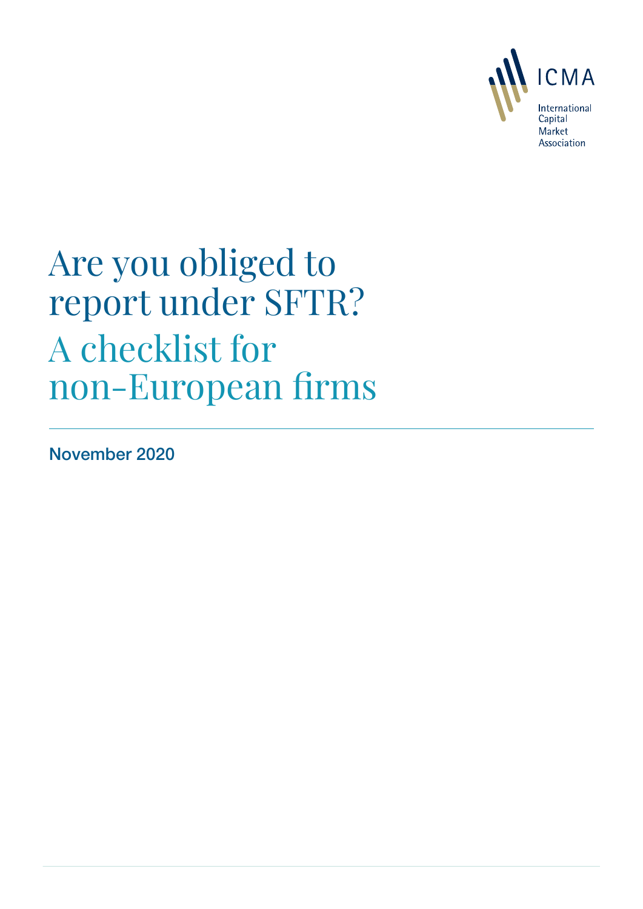ICMA

International Capital Market Association

# Are you obliged to report under SFTR?

## A checklist for non-European firms

November 2020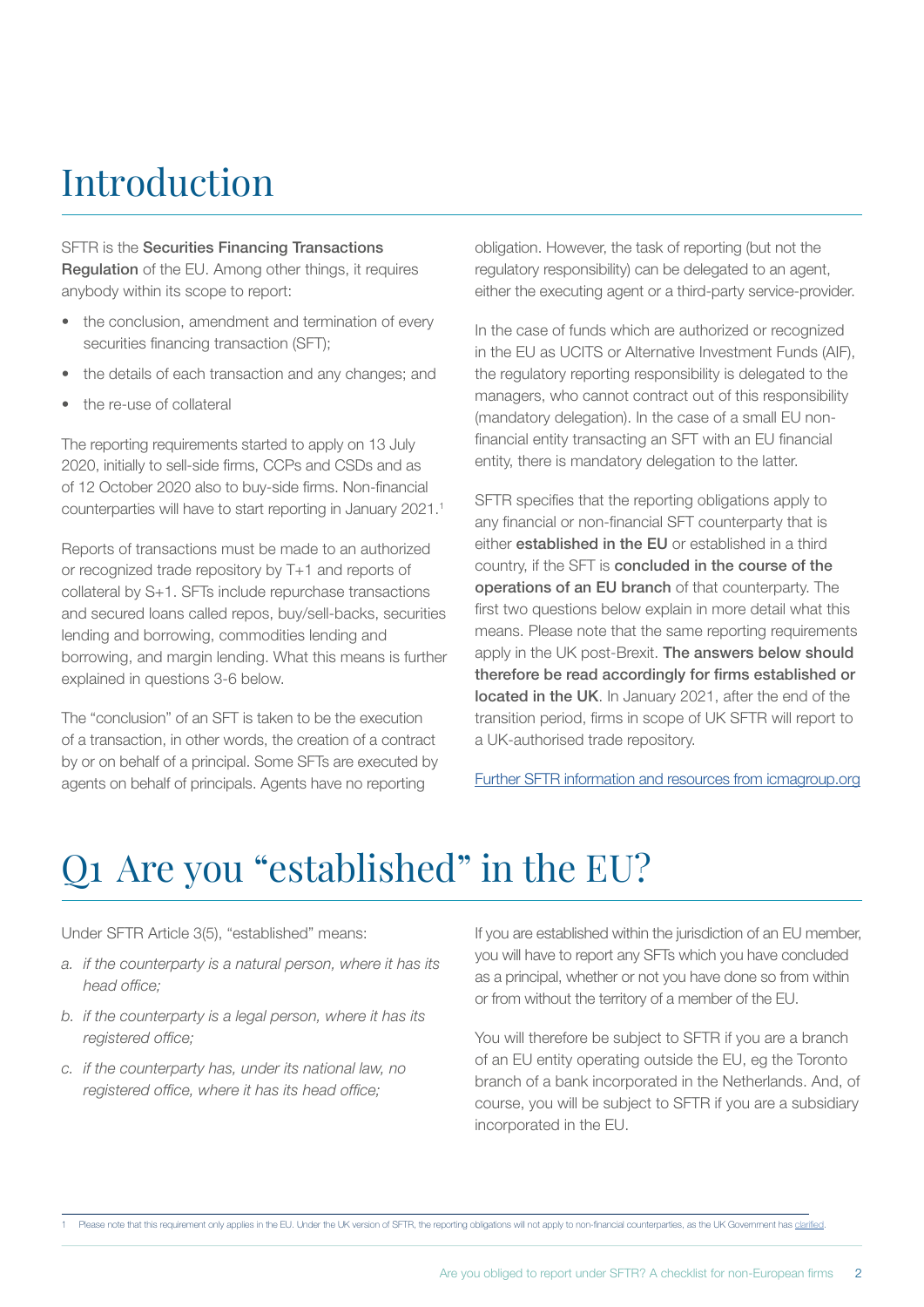# Introduction

SFTR is the **Securities Financing Transactions Regulation** of the EU. Among other things, it requires anybody within its scope to report:

- the conclusion, amendment and termination of every securities financing transaction (SFT);
- the details of each transaction and any changes; and
- the re-use of collateral

The reporting requirements started to apply on 13 July 2020, initially to sell-side firms, CCPs and CSDs and as of 12 October 2020 also to buy-side firms. Non-financial counterparties will have to start reporting in January 2021.[1]

Reports of transactions must be made to an authorized or recognized trade repository by T+1 and reports of collateral by S+1. SFTs include repurchase transactions and secured loans called repos, buy/sell-backs, securities lending and borrowing, commodities lending and borrowing, and margin lending. What this means is further explained in questions 3-6 below.

The "conclusion" of an SFT is taken to be the execution of a transaction, in other words, the creation of a contract by or on behalf of a principal. Some SFTs are executed by agents on behalf of principals. Agents have no reporting obligation. However, the task of reporting (but not the regulatory responsibility) can be delegated to an agent, either the executing agent or a third-party service-provider.

In the case of funds which are authorized or recognized in the EU as UCITS or Alternative Investment Funds (AIF), the regulatory reporting responsibility is delegated to the managers, who cannot contract out of this responsibility (mandatory delegation). In the case of a small EU non-financial entity transacting an SFT with an EU financial entity, there is mandatory delegation to the latter.

SFTR specifies that the reporting obligations apply to any financial or non-financial SFT counterparty that is either **established in the EU** or established in a third country, if the SFT is **concluded in the course of the operations of an EU branch** of that counterparty. The first two questions below explain in more detail what this means. Please note that the same reporting requirements apply in the UK post-Brexit. **The answers below should therefore be read accordingly for firms established or located in the UK**. In January 2021, after the end of the transition period, firms in scope of UK SFTR will report to a UK-authorised trade repository.

[Further SFTR information and resources from icmagroup.org]

# Q1 Are you "established" in the EU?

Under SFTR Article 3(5), "established" means:

a. *if the counterparty is a natural person, where it has its head office;*

b. *if the counterparty is a legal person, where it has its registered office;*

c. *if the counterparty has, under its national law, no registered office, where it has its head office;*

If you are established within the jurisdiction of an EU member, you will have to report any SFTs which you have concluded as a principal, whether or not you have done so from within or from without the territory of a member of the EU.

You will therefore be subject to SFTR if you are a branch of an EU entity operating outside the EU, eg the Toronto branch of a bank incorporated in the Netherlands. And, of course, you will be subject to SFTR if you are a subsidiary incorporated in the EU.

[1] Please note that this requirement only applies in the EU. Under the UK version of SFTR, the reporting obligations will not apply to non-financial counterparties, as the UK Government has clarified.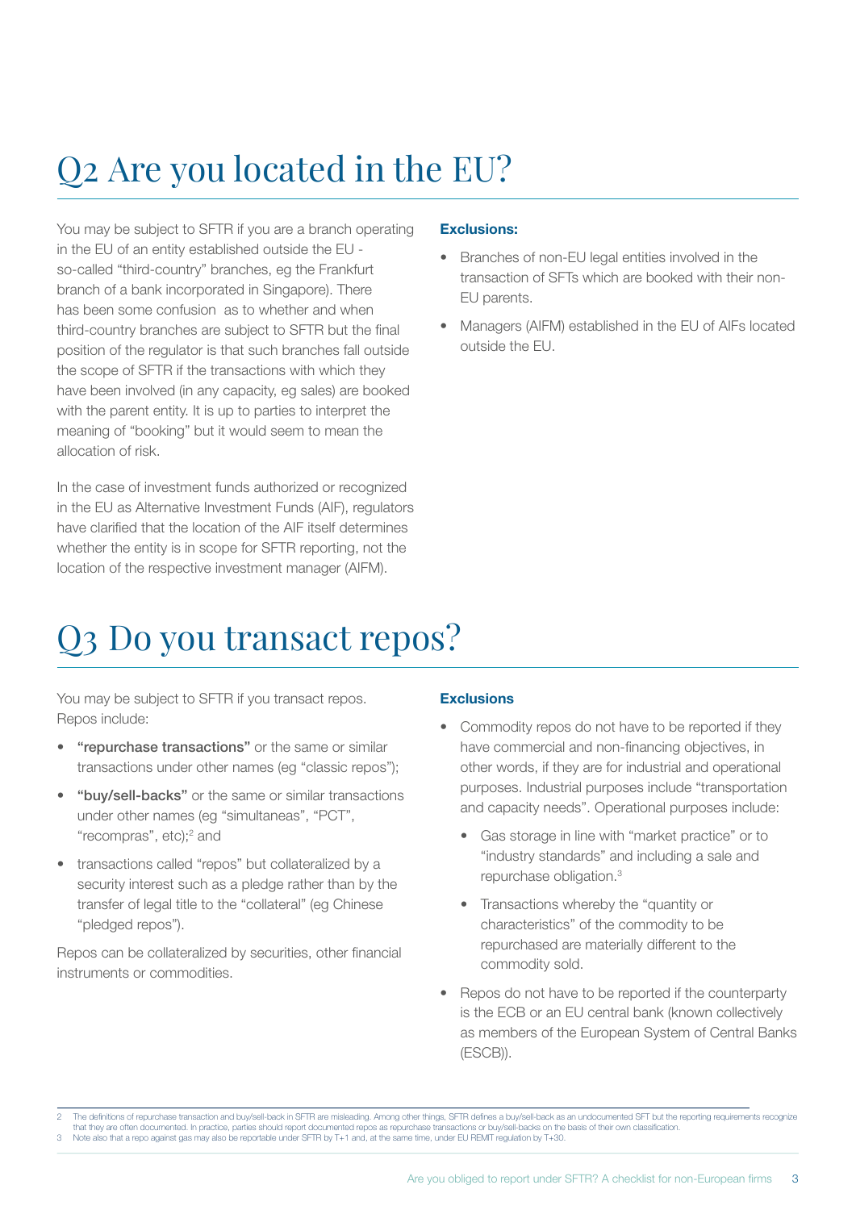# Q2 Are you located in the EU?

You may be subject to SFTR if you are a branch operating in the EU of an entity established outside the EU - so-called "third-country" branches, eg the Frankfurt branch of a bank incorporated in Singapore). There has been some confusion as to whether and when third-country branches are subject to SFTR but the final position of the regulator is that such branches fall outside the scope of SFTR if the transactions with which they have been involved (in any capacity, eg sales) are booked with the parent entity. It is up to parties to interpret the meaning of "booking" but it would seem to mean the allocation of risk.

In the case of investment funds authorized or recognized in the EU as Alternative Investment Funds (AIF), regulators have clarified that the location of the AIF itself determines whether the entity is in scope for SFTR reporting, not the location of the respective investment manager (AIFM).

**Exclusions:**

- Branches of non-EU legal entities involved in the transaction of SFTs which are booked with their non-EU parents.
- Managers (AIFM) established in the EU of AIFs located outside the EU.

# Q3 Do you transact repos?

You may be subject to SFTR if you transact repos. Repos include:

- **"repurchase transactions"** or the same or similar transactions under other names (eg "classic repos");
- **"buy/sell-backs"** or the same or similar transactions under other names (eg "simultaneas", "PCT", "recompras", etc);[2] and
- transactions called "repos" but collateralized by a security interest such as a pledge rather than by the transfer of legal title to the "collateral" (eg Chinese "pledged repos").

Repos can be collateralized by securities, other financial instruments or commodities.

**Exclusions**

- Commodity repos do not have to be reported if they have commercial and non-financing objectives, in other words, if they are for industrial and operational purposes. Industrial purposes include "transportation and capacity needs". Operational purposes include:
  - Gas storage in line with "market practice" or to "industry standards" and including a sale and repurchase obligation.[3]
  - Transactions whereby the "quantity or characteristics" of the commodity to be repurchased are materially different to the commodity sold.
- Repos do not have to be reported if the counterparty is the ECB or an EU central bank (known collectively as members of the European System of Central Banks (ESCB)).

---

2 The definitions of repurchase transaction and buy/sell-back in SFTR are misleading. Among other things, SFTR defines a buy/sell-back as an undocumented SFT but the reporting requirements recognize that they are often documented. In practice, parties should report documented repos as repurchase transactions or buy/sell-backs on the basis of their own classification.

3 Note also that a repo against gas may also be reportable under SFTR by T+1 and, at the same time, under EU REMIT regulation by T+30.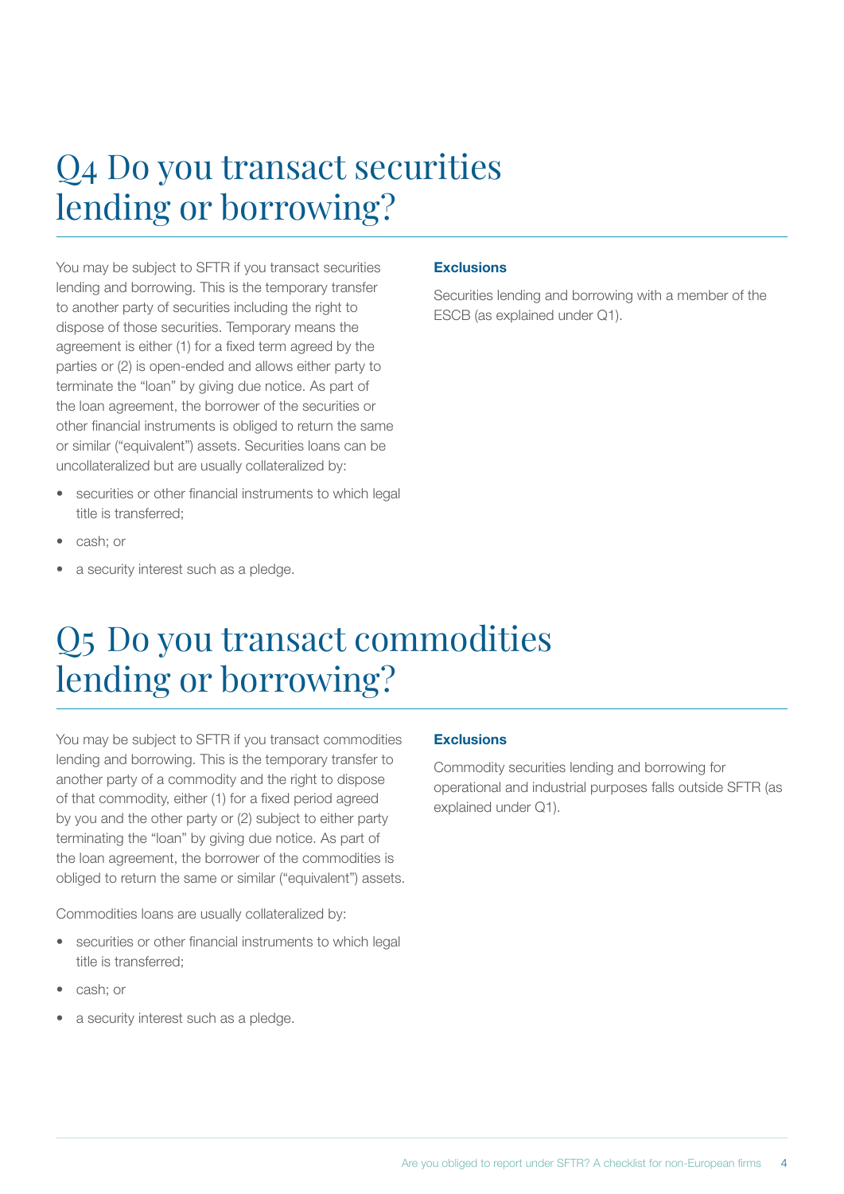# Q4 Do you transact securities lending or borrowing?

You may be subject to SFTR if you transact securities lending and borrowing. This is the temporary transfer to another party of securities including the right to dispose of those securities. Temporary means the agreement is either (1) for a fixed term agreed by the parties or (2) is open-ended and allows either party to terminate the "loan" by giving due notice. As part of the loan agreement, the borrower of the securities or other financial instruments is obliged to return the same or similar ("equivalent") assets. Securities loans can be uncollateralized but are usually collateralized by:

- securities or other financial instruments to which legal title is transferred;
- cash; or
- a security interest such as a pledge.

**Exclusions**

Securities lending and borrowing with a member of the ESCB (as explained under Q1).

# Q5 Do you transact commodities lending or borrowing?

You may be subject to SFTR if you transact commodities lending and borrowing. This is the temporary transfer to another party of a commodity and the right to dispose of that commodity, either (1) for a fixed period agreed by you and the other party or (2) subject to either party terminating the "loan" by giving due notice. As part of the loan agreement, the borrower of the commodities is obliged to return the same or similar ("equivalent") assets.

Commodities loans are usually collateralized by:

- securities or other financial instruments to which legal title is transferred;
- cash; or
- a security interest such as a pledge.

**Exclusions**

Commodity securities lending and borrowing for operational and industrial purposes falls outside SFTR (as explained under Q1).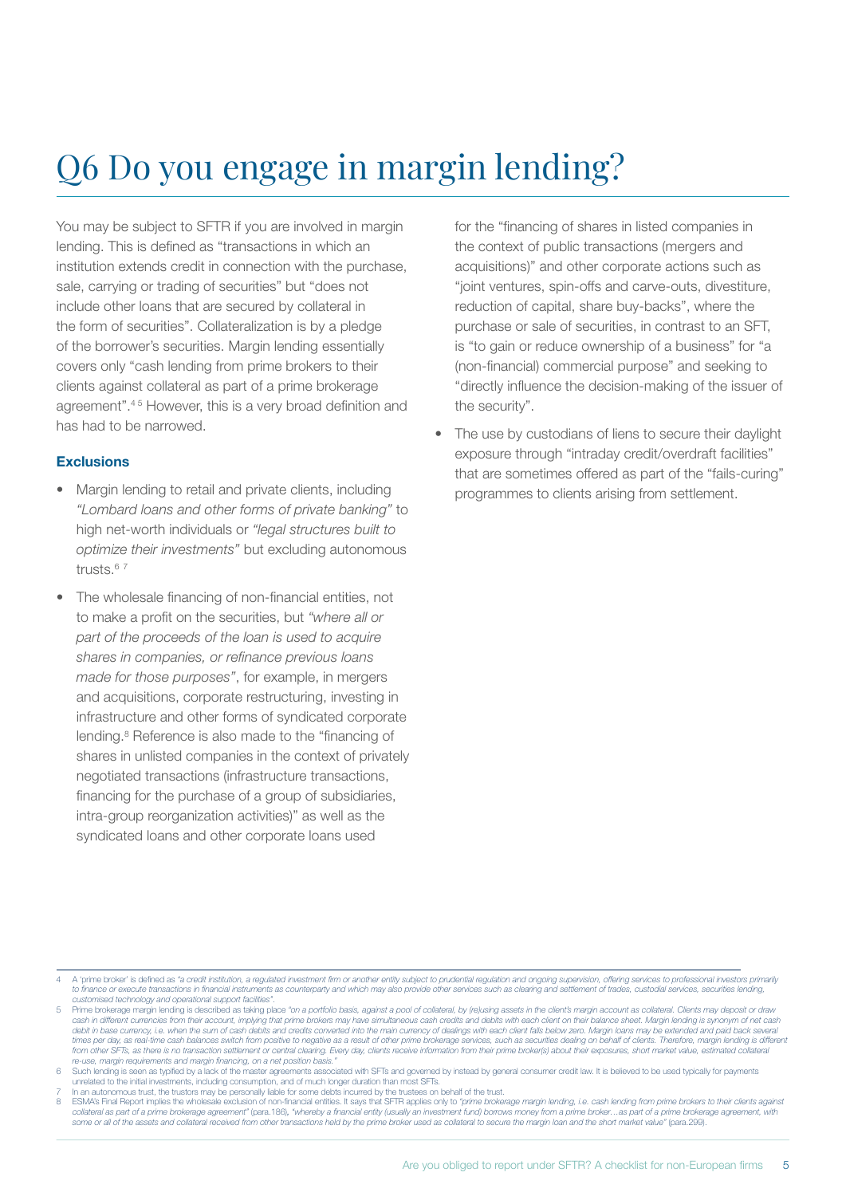# Q6 Do you engage in margin lending?

You may be subject to SFTR if you are involved in margin lending. This is defined as "transactions in which an institution extends credit in connection with the purchase, sale, carrying or trading of securities" but "does not include other loans that are secured by collateral in the form of securities". Collateralization is by a pledge of the borrower's securities. Margin lending essentially covers only "cash lending from prime brokers to their clients against collateral as part of a prime brokerage agreement".[4 5] However, this is a very broad definition and has had to be narrowed.

### Exclusions

- Margin lending to retail and private clients, including *"Lombard loans and other forms of private banking"* to high net-worth individuals or *"legal structures built to optimize their investments"* but excluding autonomous trusts.[6 7]
- The wholesale financing of non-financial entities, not to make a profit on the securities, but *"where all or part of the proceeds of the loan is used to acquire shares in companies, or refinance previous loans made for those purposes"*, for example, in mergers and acquisitions, corporate restructuring, investing in infrastructure and other forms of syndicated corporate lending.[8] Reference is also made to the "financing of shares in unlisted companies in the context of privately negotiated transactions (infrastructure transactions, financing for the purchase of a group of subsidiaries, intra-group reorganization activities)" as well as the syndicated loans and other corporate loans used for the "financing of shares in listed companies in the context of public transactions (mergers and acquisitions)" and other corporate actions such as "joint ventures, spin-offs and carve-outs, divestiture, reduction of capital, share buy-backs", where the purchase or sale of securities, in contrast to an SFT, is "to gain or reduce ownership of a business" for "a (non-financial) commercial purpose" and seeking to "directly influence the decision-making of the issuer of the security".
- The use by custodians of liens to secure their daylight exposure through "intraday credit/overdraft facilities" that are sometimes offered as part of the "fails-curing" programmes to clients arising from settlement.

---

4 A 'prime broker' is defined as *"a credit institution, a regulated investment firm or another entity subject to prudential regulation and ongoing supervision, offering services to professional investors primarily to finance or execute transactions in financial instruments as counterparty and which may also provide other services such as clearing and settlement of trades, custodial services, securities lending, customised technology and operational support facilities"*.

5 Prime brokerage margin lending is described as taking place *"on a portfolio basis, against a pool of collateral, by (re)using assets in the client's margin account as collateral. Clients may deposit or draw cash in different currencies from their account, implying that prime brokers may have simultaneous cash credits and debits with each client on their balance sheet. Margin lending is synonym of net cash debit in base currency, i.e. when the sum of cash debits and credits converted into the main currency of dealings with each client falls below zero. Margin loans may be extended and paid back several times per day, as real-time cash balances switch from positive to negative as a result of other prime brokerage services, such as securities dealing on behalf of clients. Therefore, margin lending is different from other SFTs, as there is no transaction settlement or central clearing. Every day, clients receive information from their prime broker(s) about their exposures, short market value, estimated collateral re-use, margin requirements and margin financing, on a net position basis."*

6 Such lending is seen as typified by a lack of the master agreements associated with SFTs and governed by instead by general consumer credit law. It is believed to be used typically for payments unrelated to the initial investments, including consumption, and of much longer duration than most SFTs.

7 In an autonomous trust, the trustors may be personally liable for some debts incurred by the trustees on behalf of the trust.

8 ESMA's Final Report implies the wholesale exclusion of non-financial entities. It says that SFTR applies only to *"prime brokerage margin lending, i.e. cash lending from prime brokers to their clients against collateral as part of a prime brokerage agreement"* (para.186), *"whereby a financial entity (usually an investment fund) borrows money from a prime broker…as part of a prime brokerage agreement, with some or all of the assets and collateral received from other transactions held by the prime broker used as collateral to secure the margin loan and the short market value"* (para.299).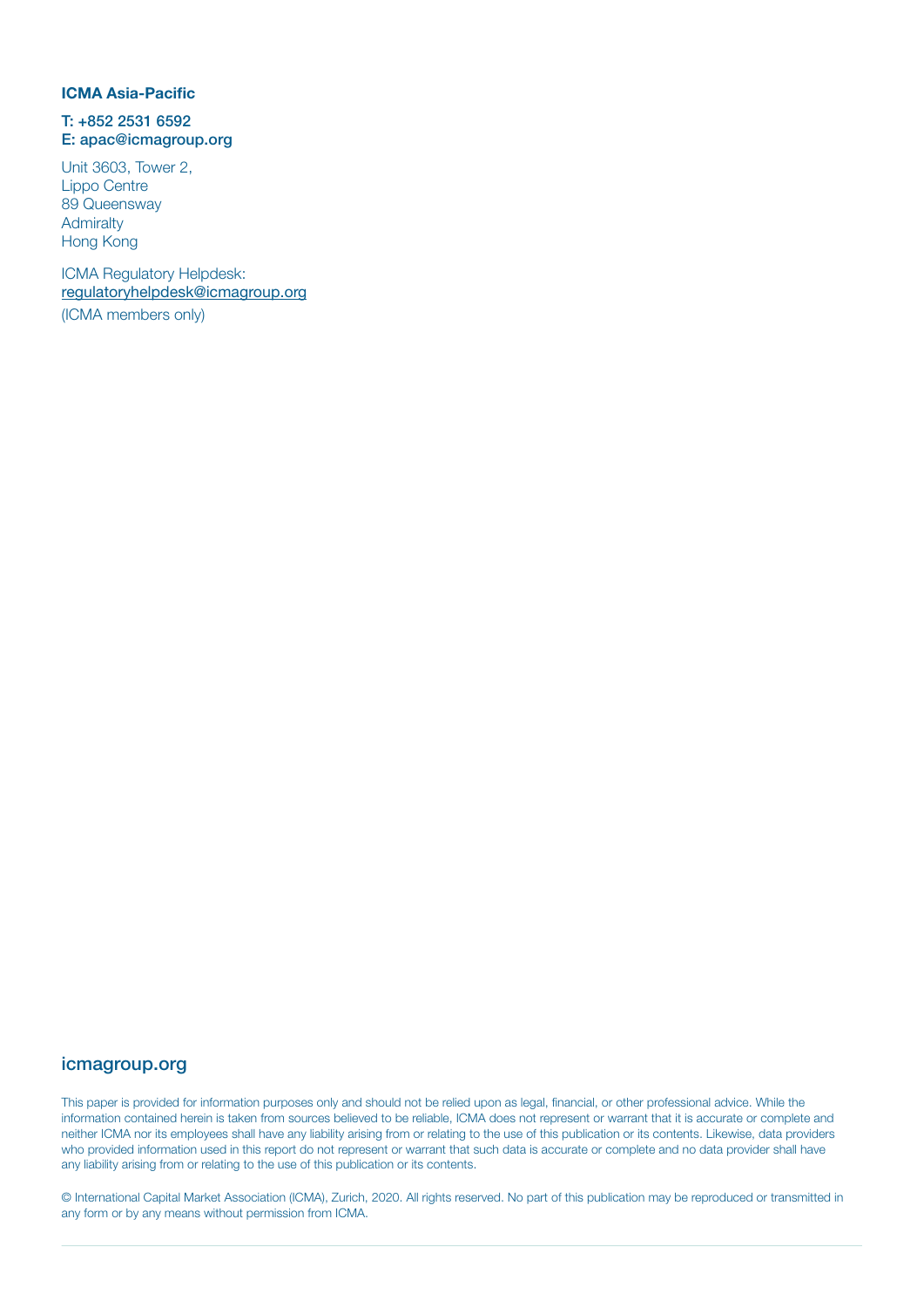**ICMA Asia-Pacific**

T: +852 2531 6592
E: apac@icmagroup.org

Unit 3603, Tower 2,
Lippo Centre
89 Queensway
Admiralty
Hong Kong

ICMA Regulatory Helpdesk:
regulatoryhelpdesk@icmagroup.org
(ICMA members only)

## icmagroup.org

This paper is provided for information purposes only and should not be relied upon as legal, financial, or other professional advice. While the information contained herein is taken from sources believed to be reliable, ICMA does not represent or warrant that it is accurate or complete and neither ICMA nor its employees shall have any liability arising from or relating to the use of this publication or its contents. Likewise, data providers who provided information used in this report do not represent or warrant that such data is accurate or complete and no data provider shall have any liability arising from or relating to the use of this publication or its contents.

© International Capital Market Association (ICMA), Zurich, 2020. All rights reserved. No part of this publication may be reproduced or transmitted in any form or by any means without permission from ICMA.